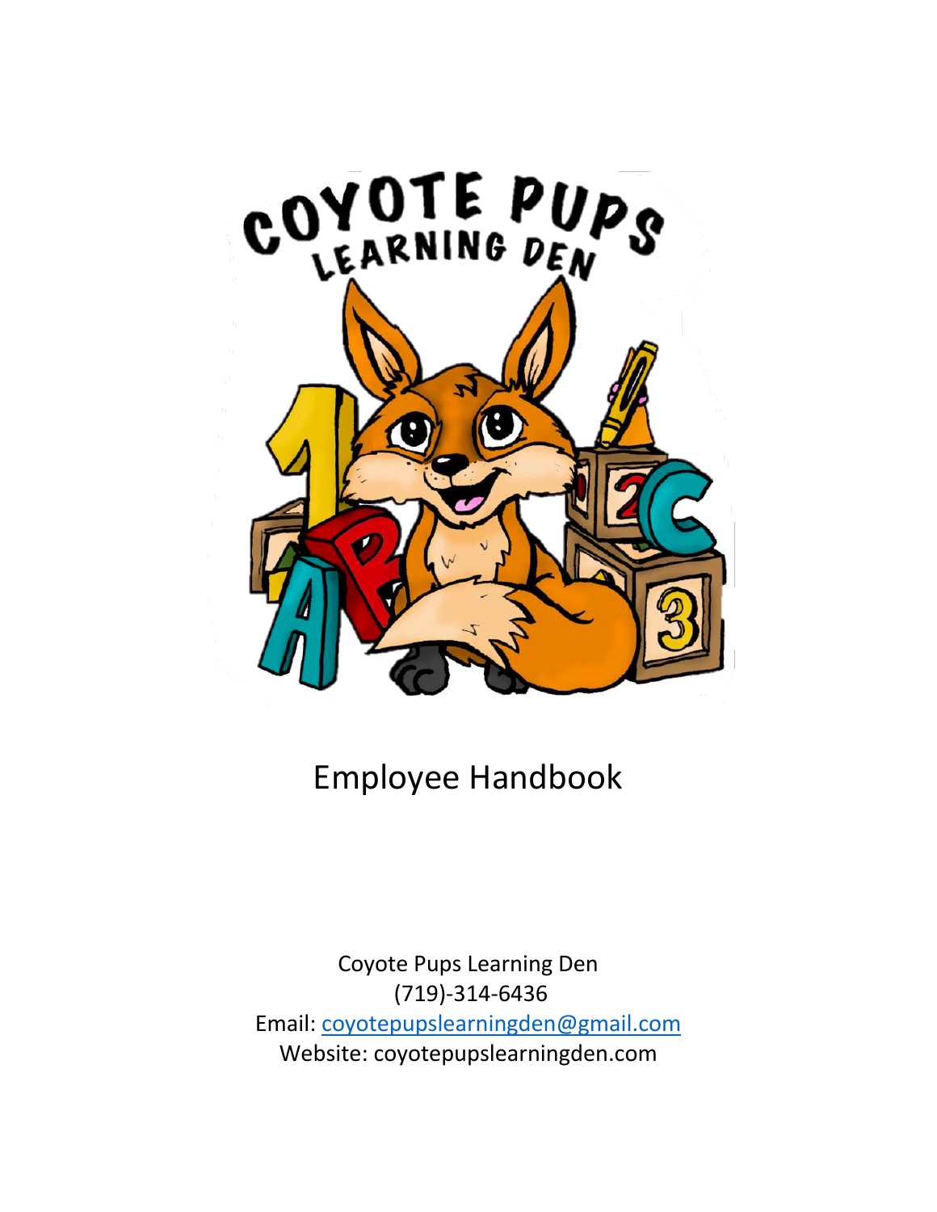# Employee Handbook

Coyote Pups Learning Den
(719)-314-6436
Email: coyotepupslearningden@gmail.com
Website: coyotepupslearningden.com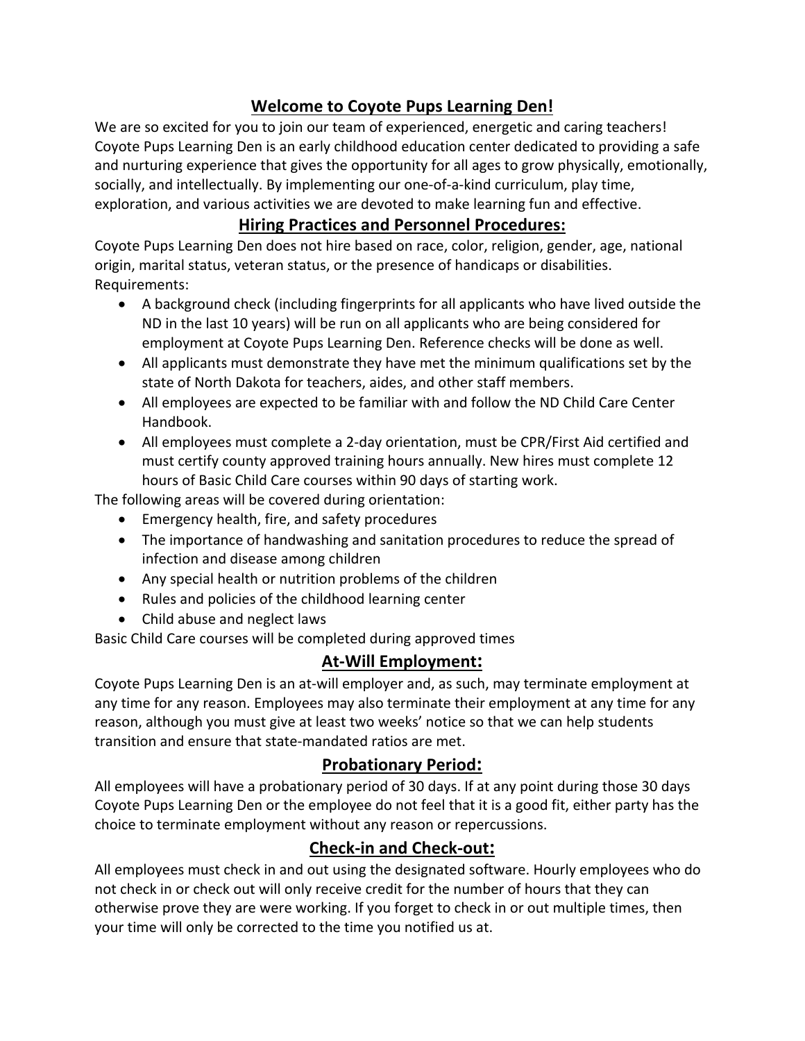## Welcome to Coyote Pups Learning Den!

We are so excited for you to join our team of experienced, energetic and caring teachers! Coyote Pups Learning Den is an early childhood education center dedicated to providing a safe and nurturing experience that gives the opportunity for all ages to grow physically, emotionally, socially, and intellectually. By implementing our one-of-a-kind curriculum, play time, exploration, and various activities we are devoted to make learning fun and effective.

## Hiring Practices and Personnel Procedures:

Coyote Pups Learning Den does not hire based on race, color, religion, gender, age, national origin, marital status, veteran status, or the presence of handicaps or disabilities.
Requirements:

- A background check (including fingerprints for all applicants who have lived outside the ND in the last 10 years) will be run on all applicants who are being considered for employment at Coyote Pups Learning Den. Reference checks will be done as well.
- All applicants must demonstrate they have met the minimum qualifications set by the state of North Dakota for teachers, aides, and other staff members.
- All employees are expected to be familiar with and follow the ND Child Care Center Handbook.
- All employees must complete a 2-day orientation, must be CPR/First Aid certified and must certify county approved training hours annually. New hires must complete 12 hours of Basic Child Care courses within 90 days of starting work.

The following areas will be covered during orientation:

- Emergency health, fire, and safety procedures
- The importance of handwashing and sanitation procedures to reduce the spread of infection and disease among children
- Any special health or nutrition problems of the children
- Rules and policies of the childhood learning center
- Child abuse and neglect laws

Basic Child Care courses will be completed during approved times

## At-Will Employment:

Coyote Pups Learning Den is an at-will employer and, as such, may terminate employment at any time for any reason. Employees may also terminate their employment at any time for any reason, although you must give at least two weeks' notice so that we can help students transition and ensure that state-mandated ratios are met.

## Probationary Period:

All employees will have a probationary period of 30 days. If at any point during those 30 days Coyote Pups Learning Den or the employee do not feel that it is a good fit, either party has the choice to terminate employment without any reason or repercussions.

## Check-in and Check-out:

All employees must check in and out using the designated software. Hourly employees who do not check in or check out will only receive credit for the number of hours that they can otherwise prove they are were working. If you forget to check in or out multiple times, then your time will only be corrected to the time you notified us at.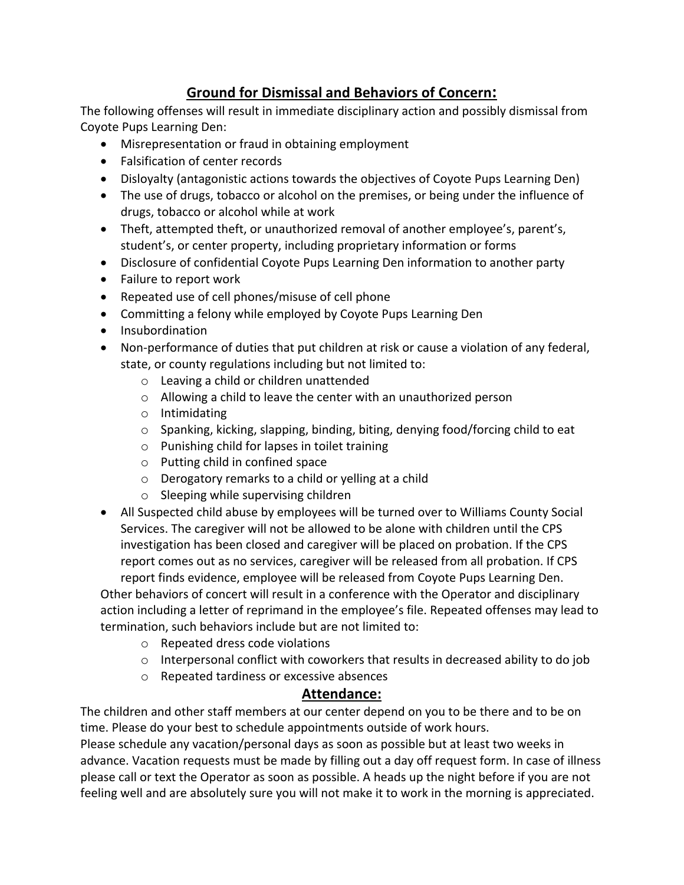## Ground for Dismissal and Behaviors of Concern:

The following offenses will result in immediate disciplinary action and possibly dismissal from Coyote Pups Learning Den:

- Misrepresentation or fraud in obtaining employment
- Falsification of center records
- Disloyalty (antagonistic actions towards the objectives of Coyote Pups Learning Den)
- The use of drugs, tobacco or alcohol on the premises, or being under the influence of drugs, tobacco or alcohol while at work
- Theft, attempted theft, or unauthorized removal of another employee's, parent's, student's, or center property, including proprietary information or forms
- Disclosure of confidential Coyote Pups Learning Den information to another party
- Failure to report work
- Repeated use of cell phones/misuse of cell phone
- Committing a felony while employed by Coyote Pups Learning Den
- Insubordination
- Non-performance of duties that put children at risk or cause a violation of any federal, state, or county regulations including but not limited to:
  - Leaving a child or children unattended
  - Allowing a child to leave the center with an unauthorized person
  - Intimidating
  - Spanking, kicking, slapping, binding, biting, denying food/forcing child to eat
  - Punishing child for lapses in toilet training
  - Putting child in confined space
  - Derogatory remarks to a child or yelling at a child
  - Sleeping while supervising children
- All Suspected child abuse by employees will be turned over to Williams County Social Services. The caregiver will not be allowed to be alone with children until the CPS investigation has been closed and caregiver will be placed on probation. If the CPS report comes out as no services, caregiver will be released from all probation. If CPS report finds evidence, employee will be released from Coyote Pups Learning Den.

Other behaviors of concert will result in a conference with the Operator and disciplinary action including a letter of reprimand in the employee's file. Repeated offenses may lead to termination, such behaviors include but are not limited to:

- Repeated dress code violations
- Interpersonal conflict with coworkers that results in decreased ability to do job
- Repeated tardiness or excessive absences

## Attendance:

The children and other staff members at our center depend on you to be there and to be on time. Please do your best to schedule appointments outside of work hours.

Please schedule any vacation/personal days as soon as possible but at least two weeks in advance. Vacation requests must be made by filling out a day off request form. In case of illness please call or text the Operator as soon as possible. A heads up the night before if you are not feeling well and are absolutely sure you will not make it to work in the morning is appreciated.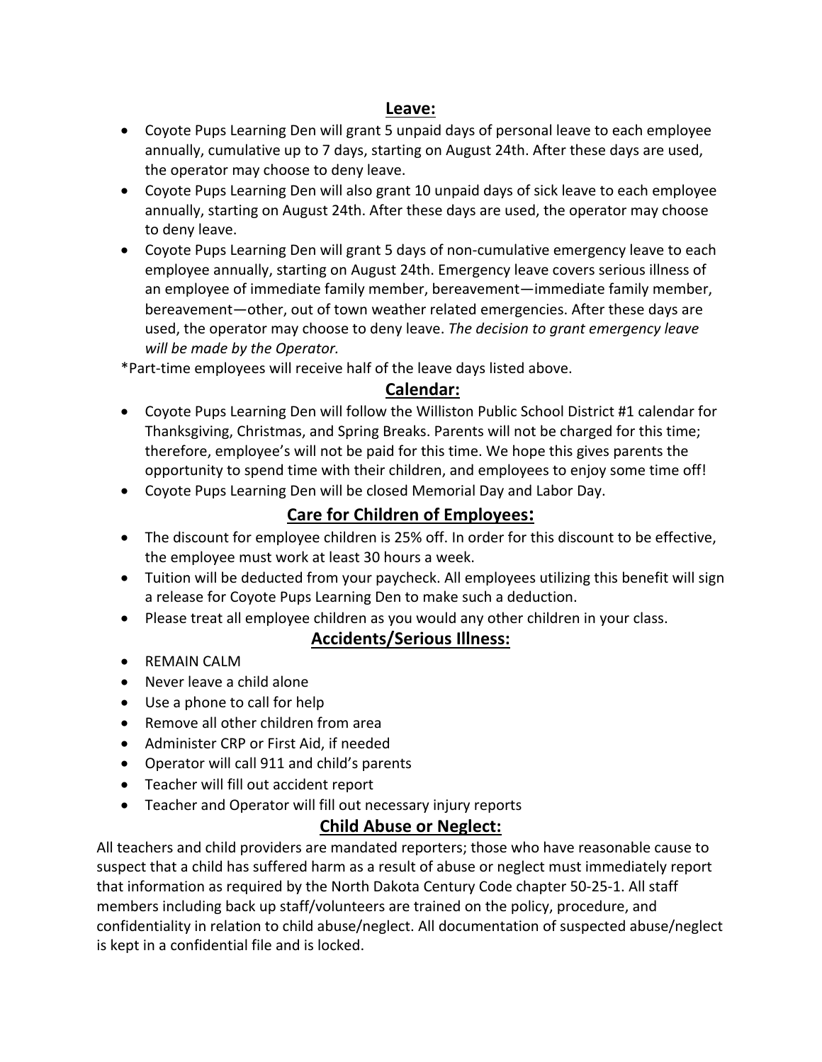## Leave:

- Coyote Pups Learning Den will grant 5 unpaid days of personal leave to each employee annually, cumulative up to 7 days, starting on August 24th. After these days are used, the operator may choose to deny leave.
- Coyote Pups Learning Den will also grant 10 unpaid days of sick leave to each employee annually, starting on August 24th. After these days are used, the operator may choose to deny leave.
- Coyote Pups Learning Den will grant 5 days of non-cumulative emergency leave to each employee annually, starting on August 24th. Emergency leave covers serious illness of an employee of immediate family member, bereavement—immediate family member, bereavement—other, out of town weather related emergencies. After these days are used, the operator may choose to deny leave. *The decision to grant emergency leave will be made by the Operator.*

*Part-time employees will receive half of the leave days listed above.

## Calendar:

- Coyote Pups Learning Den will follow the Williston Public School District #1 calendar for Thanksgiving, Christmas, and Spring Breaks. Parents will not be charged for this time; therefore, employee's will not be paid for this time. We hope this gives parents the opportunity to spend time with their children, and employees to enjoy some time off!
- Coyote Pups Learning Den will be closed Memorial Day and Labor Day.

## Care for Children of Employees:

- The discount for employee children is 25% off. In order for this discount to be effective, the employee must work at least 30 hours a week.
- Tuition will be deducted from your paycheck. All employees utilizing this benefit will sign a release for Coyote Pups Learning Den to make such a deduction.
- Please treat all employee children as you would any other children in your class.

## Accidents/Serious Illness:

- REMAIN CALM
- Never leave a child alone
- Use a phone to call for help
- Remove all other children from area
- Administer CRP or First Aid, if needed
- Operator will call 911 and child's parents
- Teacher will fill out accident report
- Teacher and Operator will fill out necessary injury reports

## Child Abuse or Neglect:

All teachers and child providers are mandated reporters; those who have reasonable cause to suspect that a child has suffered harm as a result of abuse or neglect must immediately report that information as required by the North Dakota Century Code chapter 50-25-1. All staff members including back up staff/volunteers are trained on the policy, procedure, and confidentiality in relation to child abuse/neglect. All documentation of suspected abuse/neglect is kept in a confidential file and is locked.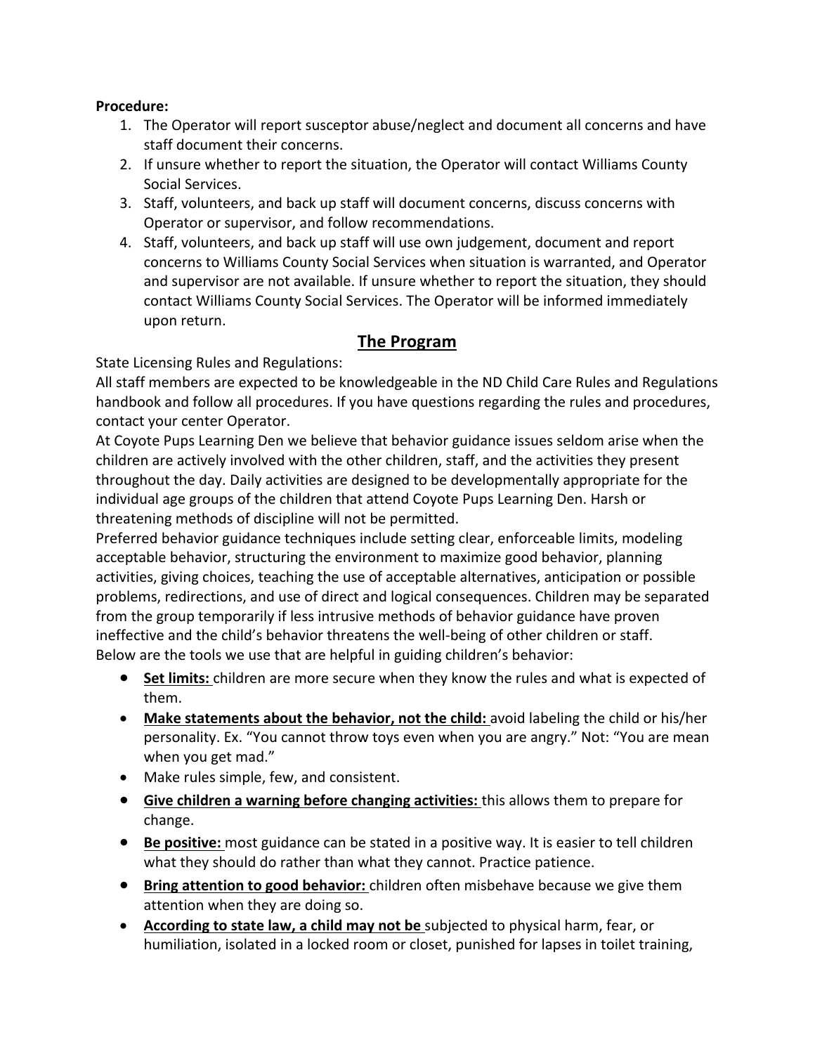**Procedure:**

1. The Operator will report susceptor abuse/neglect and document all concerns and have staff document their concerns.
2. If unsure whether to report the situation, the Operator will contact Williams County Social Services.
3. Staff, volunteers, and back up staff will document concerns, discuss concerns with Operator or supervisor, and follow recommendations.
4. Staff, volunteers, and back up staff will use own judgement, document and report concerns to Williams County Social Services when situation is warranted, and Operator and supervisor are not available. If unsure whether to report the situation, they should contact Williams County Social Services. The Operator will be informed immediately upon return.

## The Program

State Licensing Rules and Regulations:

All staff members are expected to be knowledgeable in the ND Child Care Rules and Regulations handbook and follow all procedures. If you have questions regarding the rules and procedures, contact your center Operator.

At Coyote Pups Learning Den we believe that behavior guidance issues seldom arise when the children are actively involved with the other children, staff, and the activities they present throughout the day. Daily activities are designed to be developmentally appropriate for the individual age groups of the children that attend Coyote Pups Learning Den. Harsh or threatening methods of discipline will not be permitted.

Preferred behavior guidance techniques include setting clear, enforceable limits, modeling acceptable behavior, structuring the environment to maximize good behavior, planning activities, giving choices, teaching the use of acceptable alternatives, anticipation or possible problems, redirections, and use of direct and logical consequences. Children may be separated from the group temporarily if less intrusive methods of behavior guidance have proven ineffective and the child's behavior threatens the well-being of other children or staff.

Below are the tools we use that are helpful in guiding children's behavior:

- **Set limits:** children are more secure when they know the rules and what is expected of them.
- **Make statements about the behavior, not the child:** avoid labeling the child or his/her personality. Ex. "You cannot throw toys even when you are angry." Not: "You are mean when you get mad."
- Make rules simple, few, and consistent.
- **Give children a warning before changing activities:** this allows them to prepare for change.
- **Be positive:** most guidance can be stated in a positive way. It is easier to tell children what they should do rather than what they cannot. Practice patience.
- **Bring attention to good behavior:** children often misbehave because we give them attention when they are doing so.
- **According to state law, a child may not be** subjected to physical harm, fear, or humiliation, isolated in a locked room or closet, punished for lapses in toilet training,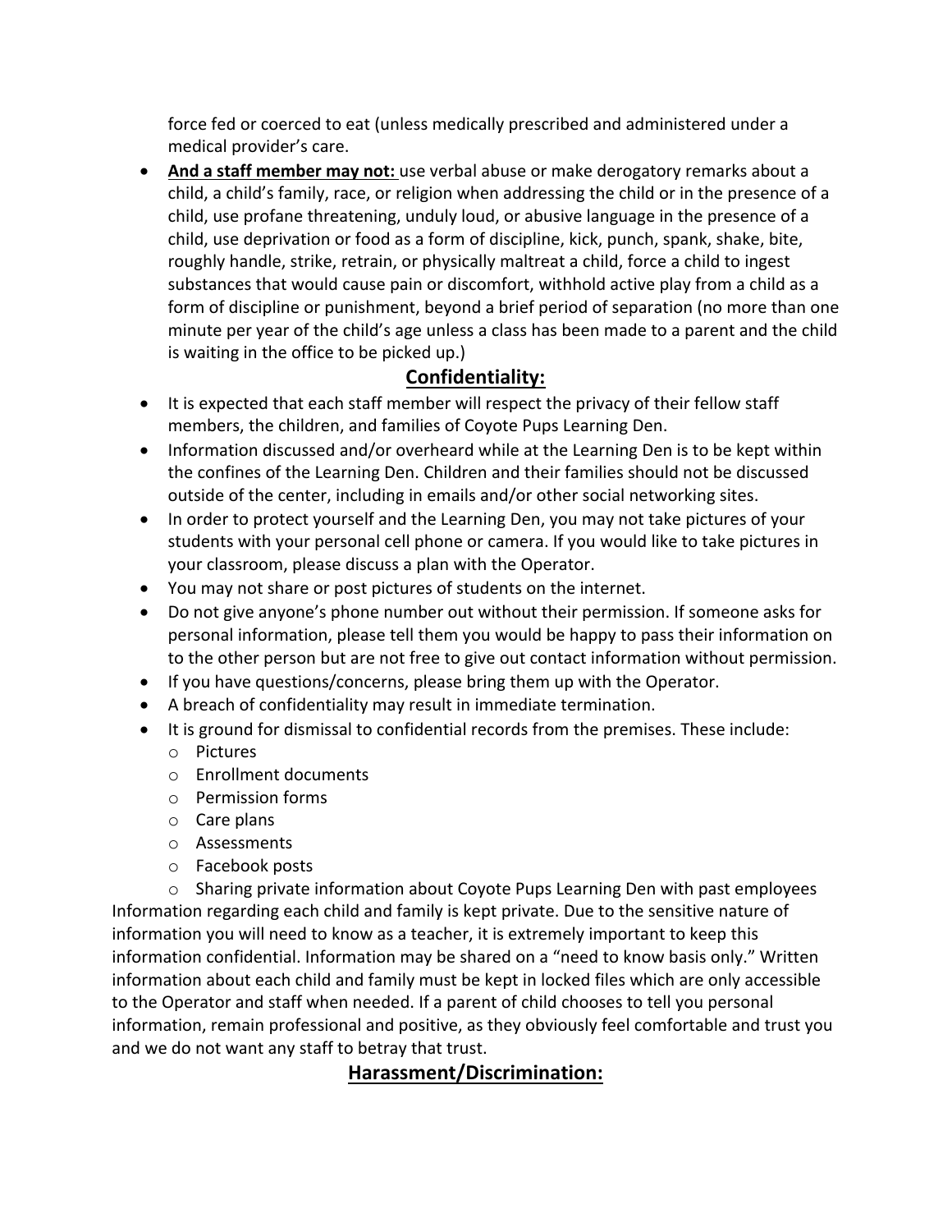force fed or coerced to eat (unless medically prescribed and administered under a medical provider's care.

- **And a staff member may not:** use verbal abuse or make derogatory remarks about a child, a child's family, race, or religion when addressing the child or in the presence of a child, use profane threatening, unduly loud, or abusive language in the presence of a child, use deprivation or food as a form of discipline, kick, punch, spank, shake, bite, roughly handle, strike, retrain, or physically maltreat a child, force a child to ingest substances that would cause pain or discomfort, withhold active play from a child as a form of discipline or punishment, beyond a brief period of separation (no more than one minute per year of the child's age unless a class has been made to a parent and the child is waiting in the office to be picked up.)

## Confidentiality:

- It is expected that each staff member will respect the privacy of their fellow staff members, the children, and families of Coyote Pups Learning Den.
- Information discussed and/or overheard while at the Learning Den is to be kept within the confines of the Learning Den. Children and their families should not be discussed outside of the center, including in emails and/or other social networking sites.
- In order to protect yourself and the Learning Den, you may not take pictures of your students with your personal cell phone or camera. If you would like to take pictures in your classroom, please discuss a plan with the Operator.
- You may not share or post pictures of students on the internet.
- Do not give anyone's phone number out without their permission. If someone asks for personal information, please tell them you would be happy to pass their information on to the other person but are not free to give out contact information without permission.
- If you have questions/concerns, please bring them up with the Operator.
- A breach of confidentiality may result in immediate termination.
- It is ground for dismissal to confidential records from the premises. These include:
  - Pictures
  - Enrollment documents
  - Permission forms
  - Care plans
  - Assessments
  - Facebook posts
  - Sharing private information about Coyote Pups Learning Den with past employees

Information regarding each child and family is kept private. Due to the sensitive nature of information you will need to know as a teacher, it is extremely important to keep this information confidential. Information may be shared on a "need to know basis only." Written information about each child and family must be kept in locked files which are only accessible to the Operator and staff when needed. If a parent of child chooses to tell you personal information, remain professional and positive, as they obviously feel comfortable and trust you and we do not want any staff to betray that trust.

## Harassment/Discrimination: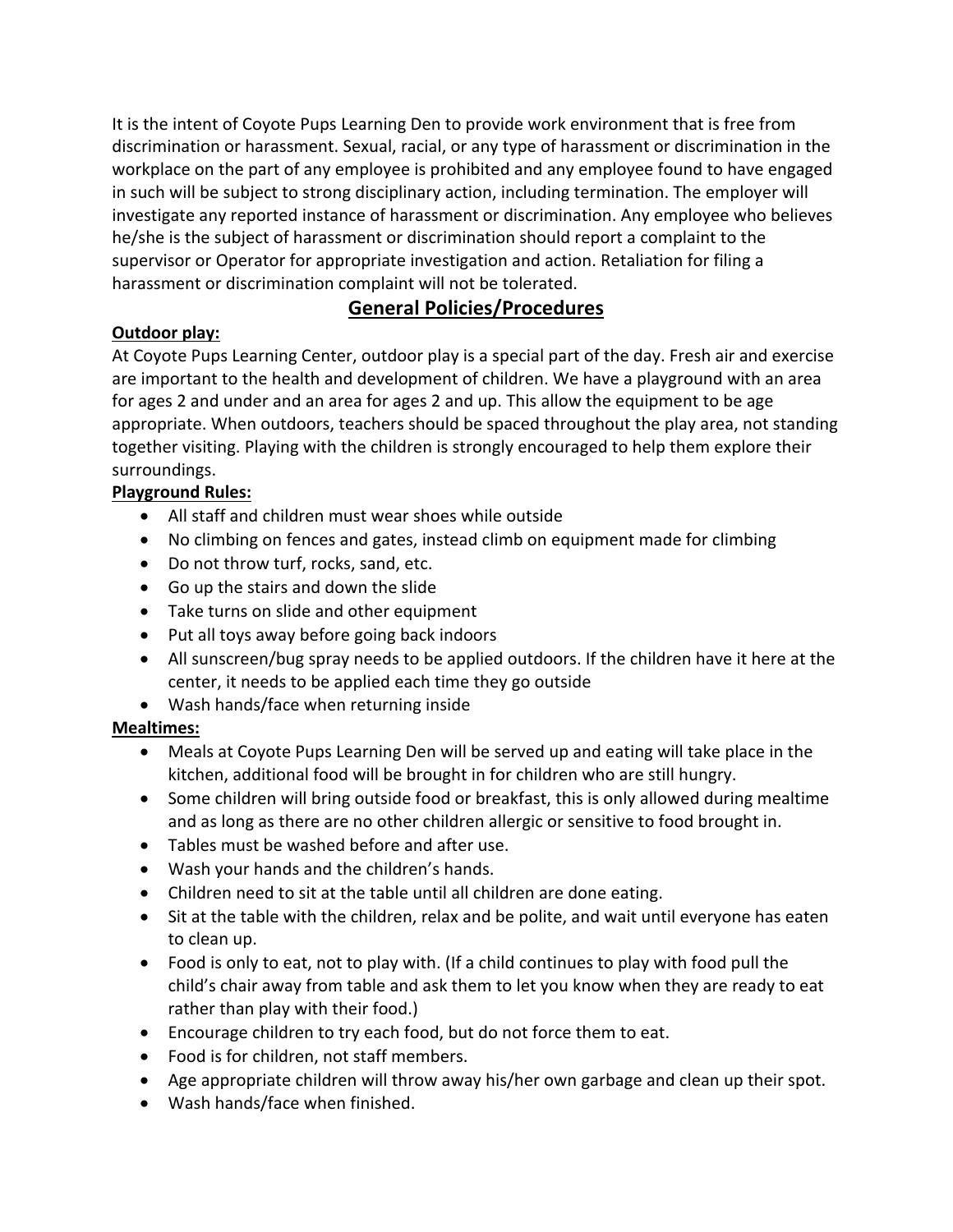It is the intent of Coyote Pups Learning Den to provide work environment that is free from discrimination or harassment. Sexual, racial, or any type of harassment or discrimination in the workplace on the part of any employee is prohibited and any employee found to have engaged in such will be subject to strong disciplinary action, including termination. The employer will investigate any reported instance of harassment or discrimination. Any employee who believes he/she is the subject of harassment or discrimination should report a complaint to the supervisor or Operator for appropriate investigation and action. Retaliation for filing a harassment or discrimination complaint will not be tolerated.

## General Policies/Procedures

**Outdoor play:**

At Coyote Pups Learning Center, outdoor play is a special part of the day. Fresh air and exercise are important to the health and development of children. We have a playground with an area for ages 2 and under and an area for ages 2 and up. This allow the equipment to be age appropriate. When outdoors, teachers should be spaced throughout the play area, not standing together visiting. Playing with the children is strongly encouraged to help them explore their surroundings.

**Playground Rules:**

- All staff and children must wear shoes while outside
- No climbing on fences and gates, instead climb on equipment made for climbing
- Do not throw turf, rocks, sand, etc.
- Go up the stairs and down the slide
- Take turns on slide and other equipment
- Put all toys away before going back indoors
- All sunscreen/bug spray needs to be applied outdoors. If the children have it here at the center, it needs to be applied each time they go outside
- Wash hands/face when returning inside

**Mealtimes:**

- Meals at Coyote Pups Learning Den will be served up and eating will take place in the kitchen, additional food will be brought in for children who are still hungry.
- Some children will bring outside food or breakfast, this is only allowed during mealtime and as long as there are no other children allergic or sensitive to food brought in.
- Tables must be washed before and after use.
- Wash your hands and the children's hands.
- Children need to sit at the table until all children are done eating.
- Sit at the table with the children, relax and be polite, and wait until everyone has eaten to clean up.
- Food is only to eat, not to play with. (If a child continues to play with food pull the child's chair away from table and ask them to let you know when they are ready to eat rather than play with their food.)
- Encourage children to try each food, but do not force them to eat.
- Food is for children, not staff members.
- Age appropriate children will throw away his/her own garbage and clean up their spot.
- Wash hands/face when finished.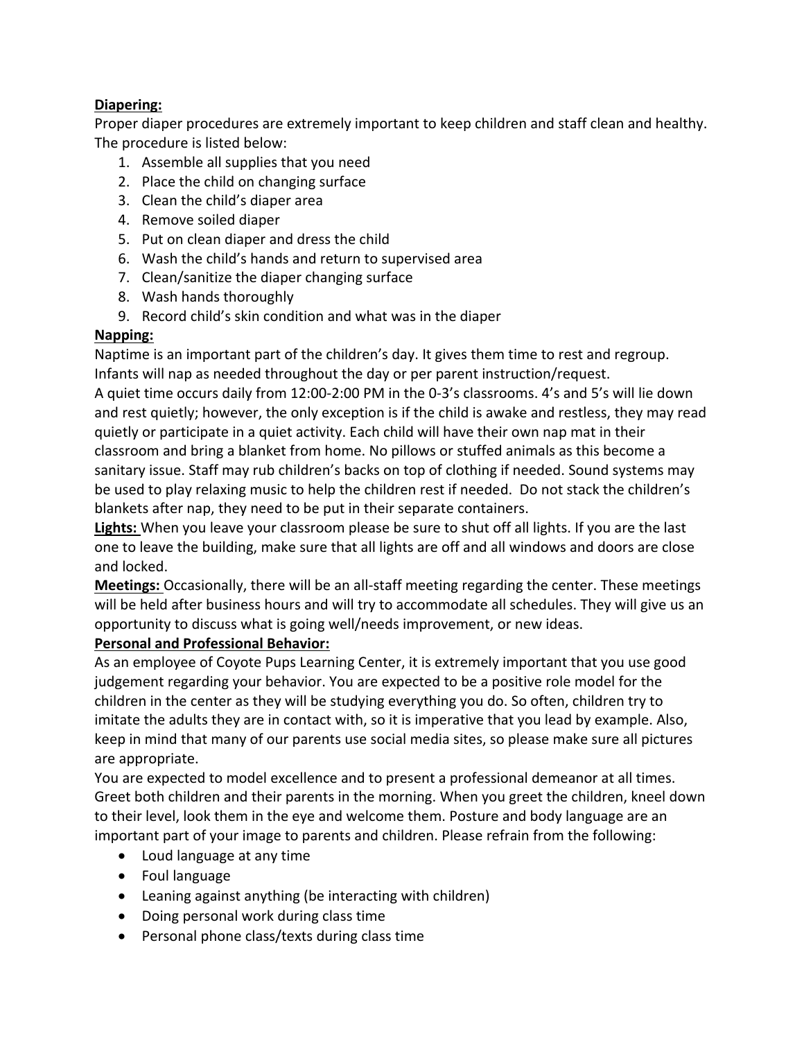**Diapering:**

Proper diaper procedures are extremely important to keep children and staff clean and healthy. The procedure is listed below:

1. Assemble all supplies that you need
2. Place the child on changing surface
3. Clean the child's diaper area
4. Remove soiled diaper
5. Put on clean diaper and dress the child
6. Wash the child's hands and return to supervised area
7. Clean/sanitize the diaper changing surface
8. Wash hands thoroughly
9. Record child's skin condition and what was in the diaper

**Napping:**

Naptime is an important part of the children's day. It gives them time to rest and regroup. Infants will nap as needed throughout the day or per parent instruction/request.

A quiet time occurs daily from 12:00-2:00 PM in the 0-3's classrooms. 4's and 5's will lie down and rest quietly; however, the only exception is if the child is awake and restless, they may read quietly or participate in a quiet activity. Each child will have their own nap mat in their classroom and bring a blanket from home. No pillows or stuffed animals as this become a sanitary issue. Staff may rub children's backs on top of clothing if needed. Sound systems may be used to play relaxing music to help the children rest if needed. Do not stack the children's blankets after nap, they need to be put in their separate containers.

**Lights:** When you leave your classroom please be sure to shut off all lights. If you are the last one to leave the building, make sure that all lights are off and all windows and doors are close and locked.

**Meetings:** Occasionally, there will be an all-staff meeting regarding the center. These meetings will be held after business hours and will try to accommodate all schedules. They will give us an opportunity to discuss what is going well/needs improvement, or new ideas.

**Personal and Professional Behavior:**

As an employee of Coyote Pups Learning Center, it is extremely important that you use good judgement regarding your behavior. You are expected to be a positive role model for the children in the center as they will be studying everything you do. So often, children try to imitate the adults they are in contact with, so it is imperative that you lead by example. Also, keep in mind that many of our parents use social media sites, so please make sure all pictures are appropriate.

You are expected to model excellence and to present a professional demeanor at all times. Greet both children and their parents in the morning. When you greet the children, kneel down to their level, look them in the eye and welcome them. Posture and body language are an important part of your image to parents and children. Please refrain from the following:

- Loud language at any time
- Foul language
- Leaning against anything (be interacting with children)
- Doing personal work during class time
- Personal phone class/texts during class time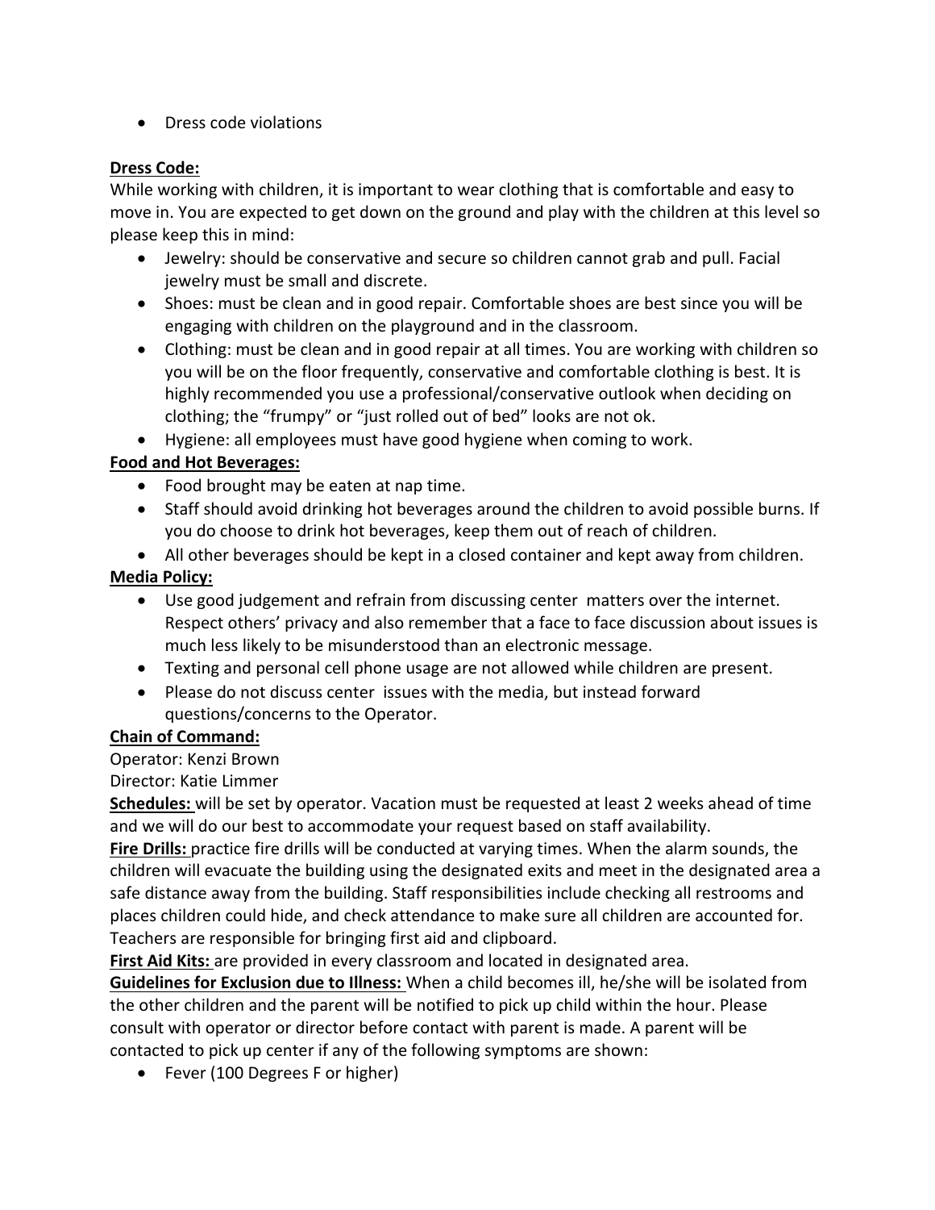- Dress code violations

**Dress Code:**
While working with children, it is important to wear clothing that is comfortable and easy to move in. You are expected to get down on the ground and play with the children at this level so please keep this in mind:

- Jewelry: should be conservative and secure so children cannot grab and pull. Facial jewelry must be small and discrete.
- Shoes: must be clean and in good repair. Comfortable shoes are best since you will be engaging with children on the playground and in the classroom.
- Clothing: must be clean and in good repair at all times. You are working with children so you will be on the floor frequently, conservative and comfortable clothing is best. It is highly recommended you use a professional/conservative outlook when deciding on clothing; the "frumpy" or "just rolled out of bed" looks are not ok.
- Hygiene: all employees must have good hygiene when coming to work.

**Food and Hot Beverages:**

- Food brought may be eaten at nap time.
- Staff should avoid drinking hot beverages around the children to avoid possible burns. If you do choose to drink hot beverages, keep them out of reach of children.
- All other beverages should be kept in a closed container and kept away from children.

**Media Policy:**

- Use good judgement and refrain from discussing center matters over the internet. Respect others' privacy and also remember that a face to face discussion about issues is much less likely to be misunderstood than an electronic message.
- Texting and personal cell phone usage are not allowed while children are present.
- Please do not discuss center issues with the media, but instead forward questions/concerns to the Operator.

**Chain of Command:**
Operator: Kenzi Brown
Director: Katie Limmer

**Schedules:** will be set by operator. Vacation must be requested at least 2 weeks ahead of time and we will do our best to accommodate your request based on staff availability.

**Fire Drills:** practice fire drills will be conducted at varying times. When the alarm sounds, the children will evacuate the building using the designated exits and meet in the designated area a safe distance away from the building. Staff responsibilities include checking all restrooms and places children could hide, and check attendance to make sure all children are accounted for. Teachers are responsible for bringing first aid and clipboard.

**First Aid Kits:** are provided in every classroom and located in designated area.

**Guidelines for Exclusion due to Illness:** When a child becomes ill, he/she will be isolated from the other children and the parent will be notified to pick up child within the hour. Please consult with operator or director before contact with parent is made. A parent will be contacted to pick up center if any of the following symptoms are shown:

- Fever (100 Degrees F or higher)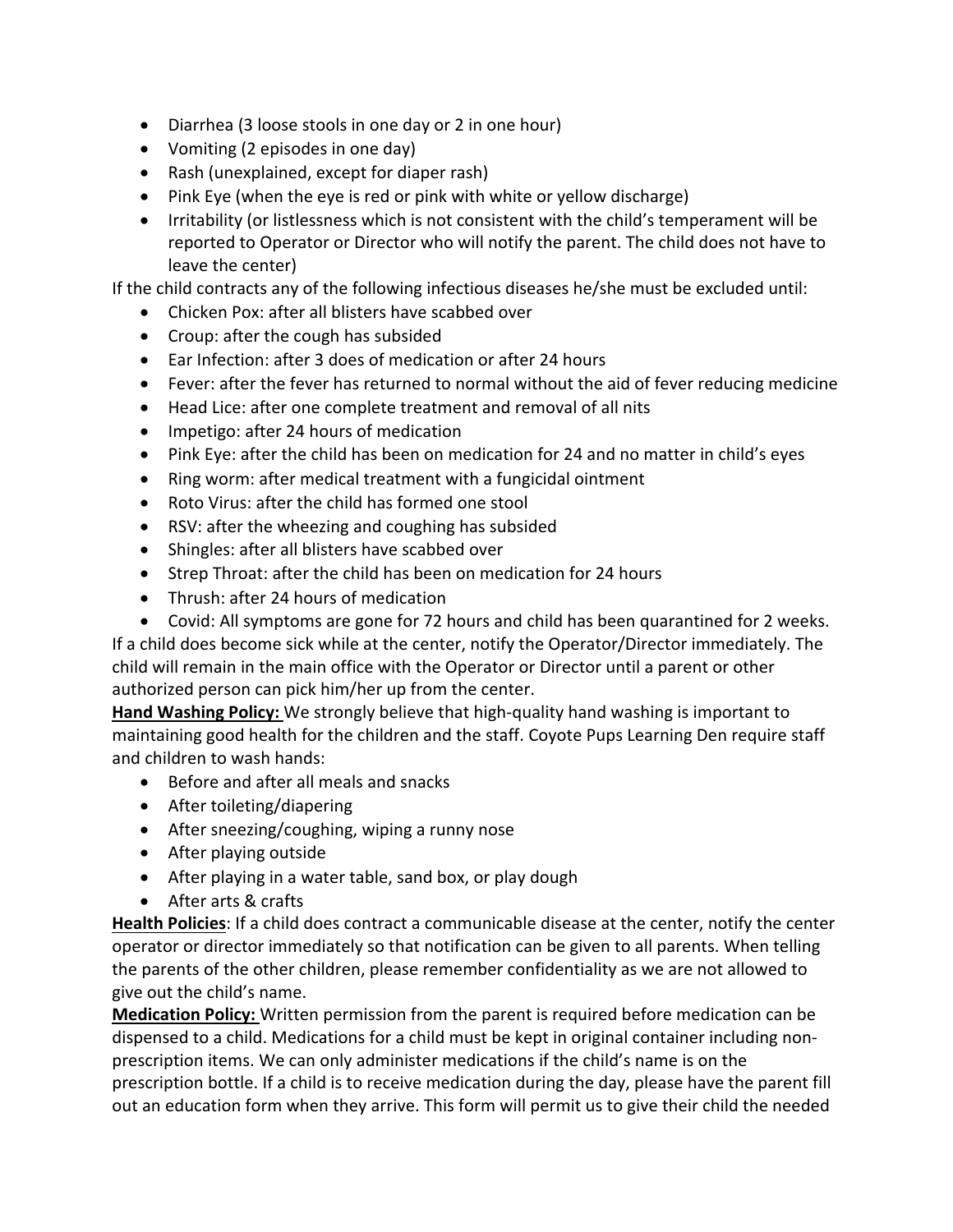- Diarrhea (3 loose stools in one day or 2 in one hour)
- Vomiting (2 episodes in one day)
- Rash (unexplained, except for diaper rash)
- Pink Eye (when the eye is red or pink with white or yellow discharge)
- Irritability (or listlessness which is not consistent with the child's temperament will be reported to Operator or Director who will notify the parent. The child does not have to leave the center)

If the child contracts any of the following infectious diseases he/she must be excluded until:

- Chicken Pox: after all blisters have scabbed over
- Croup: after the cough has subsided
- Ear Infection: after 3 does of medication or after 24 hours
- Fever: after the fever has returned to normal without the aid of fever reducing medicine
- Head Lice: after one complete treatment and removal of all nits
- Impetigo: after 24 hours of medication
- Pink Eye: after the child has been on medication for 24 and no matter in child's eyes
- Ring worm: after medical treatment with a fungicidal ointment
- Roto Virus: after the child has formed one stool
- RSV: after the wheezing and coughing has subsided
- Shingles: after all blisters have scabbed over
- Strep Throat: after the child has been on medication for 24 hours
- Thrush: after 24 hours of medication
- Covid: All symptoms are gone for 72 hours and child has been quarantined for 2 weeks.

If a child does become sick while at the center, notify the Operator/Director immediately. The child will remain in the main office with the Operator or Director until a parent or other authorized person can pick him/her up from the center.

**Hand Washing Policy:** We strongly believe that high-quality hand washing is important to maintaining good health for the children and the staff. Coyote Pups Learning Den require staff and children to wash hands:

- Before and after all meals and snacks
- After toileting/diapering
- After sneezing/coughing, wiping a runny nose
- After playing outside
- After playing in a water table, sand box, or play dough
- After arts & crafts

**Health Policies**: If a child does contract a communicable disease at the center, notify the center operator or director immediately so that notification can be given to all parents. When telling the parents of the other children, please remember confidentiality as we are not allowed to give out the child's name.

**Medication Policy:** Written permission from the parent is required before medication can be dispensed to a child. Medications for a child must be kept in original container including non-prescription items. We can only administer medications if the child's name is on the prescription bottle. If a child is to receive medication during the day, please have the parent fill out an education form when they arrive. This form will permit us to give their child the needed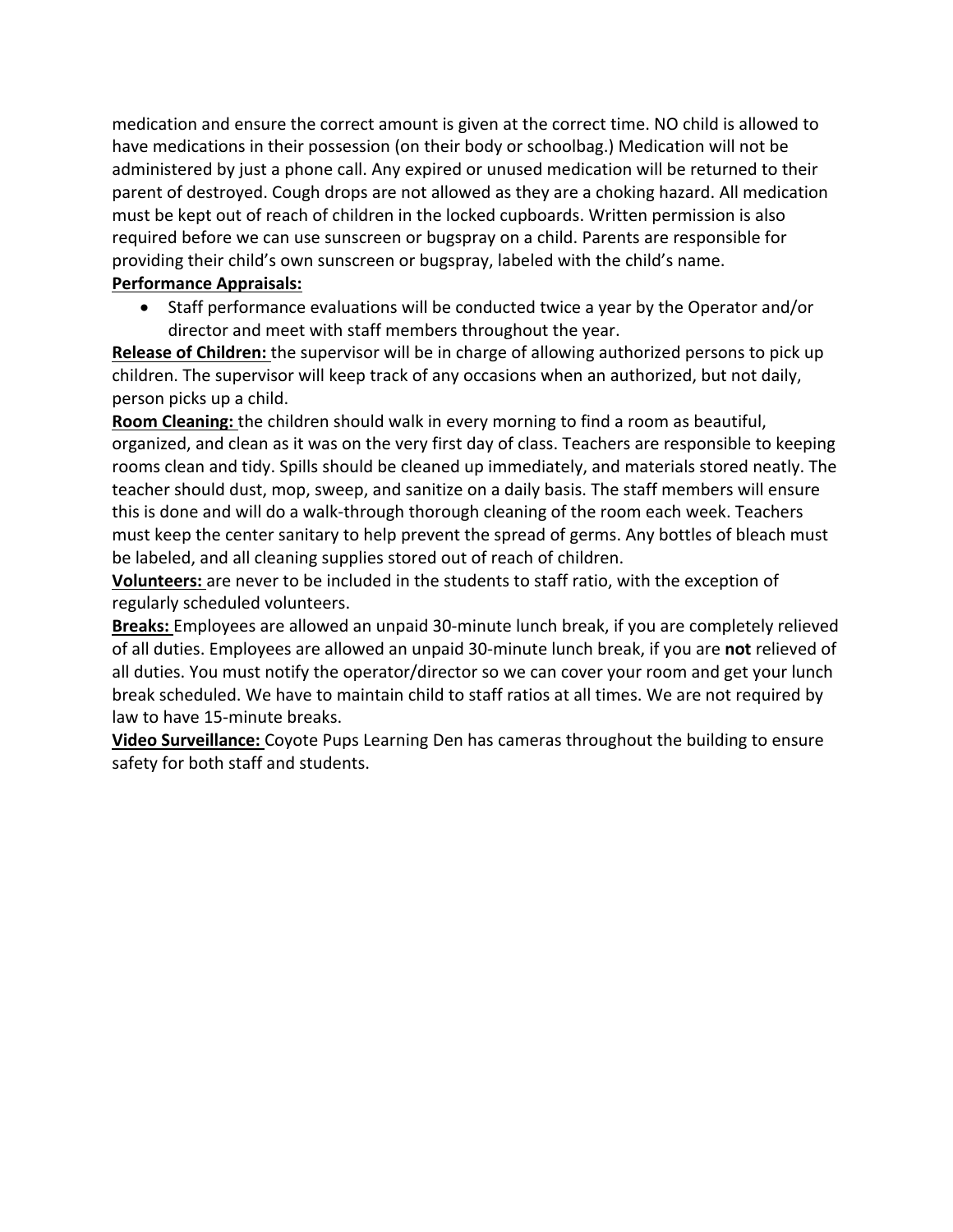medication and ensure the correct amount is given at the correct time. NO child is allowed to have medications in their possession (on their body or schoolbag.) Medication will not be administered by just a phone call. Any expired or unused medication will be returned to their parent of destroyed. Cough drops are not allowed as they are a choking hazard. All medication must be kept out of reach of children in the locked cupboards. Written permission is also required before we can use sunscreen or bugspray on a child. Parents are responsible for providing their child's own sunscreen or bugspray, labeled with the child's name.

**Performance Appraisals:**

- Staff performance evaluations will be conducted twice a year by the Operator and/or director and meet with staff members throughout the year.

**Release of Children:** the supervisor will be in charge of allowing authorized persons to pick up children. The supervisor will keep track of any occasions when an authorized, but not daily, person picks up a child.

**Room Cleaning:** the children should walk in every morning to find a room as beautiful, organized, and clean as it was on the very first day of class. Teachers are responsible to keeping rooms clean and tidy. Spills should be cleaned up immediately, and materials stored neatly. The teacher should dust, mop, sweep, and sanitize on a daily basis. The staff members will ensure this is done and will do a walk-through thorough cleaning of the room each week. Teachers must keep the center sanitary to help prevent the spread of germs. Any bottles of bleach must be labeled, and all cleaning supplies stored out of reach of children.

**Volunteers:** are never to be included in the students to staff ratio, with the exception of regularly scheduled volunteers.

**Breaks:** Employees are allowed an unpaid 30-minute lunch break, if you are completely relieved of all duties. Employees are allowed an unpaid 30-minute lunch break, if you are **not** relieved of all duties. You must notify the operator/director so we can cover your room and get your lunch break scheduled. We have to maintain child to staff ratios at all times. We are not required by law to have 15-minute breaks.

**Video Surveillance:** Coyote Pups Learning Den has cameras throughout the building to ensure safety for both staff and students.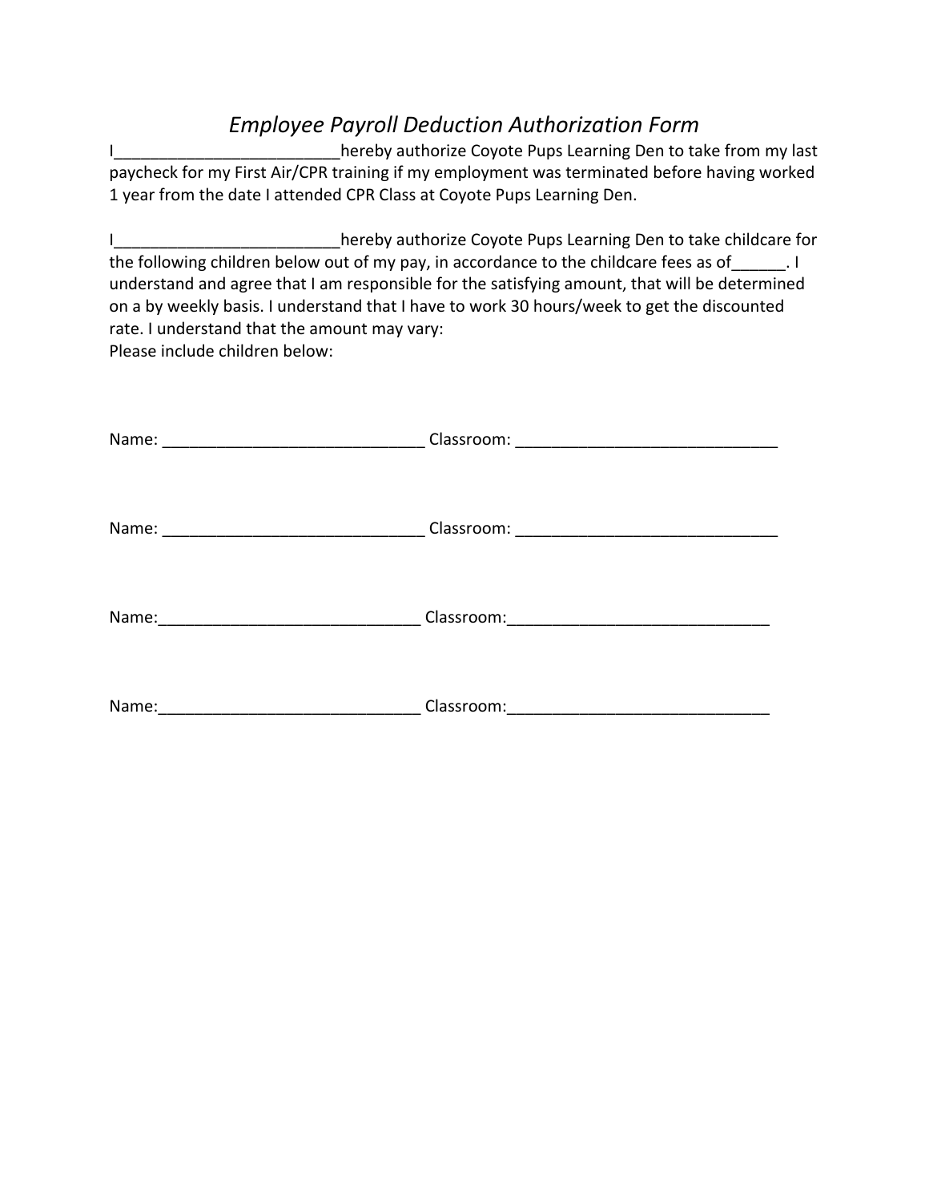# *Employee Payroll Deduction Authorization Form*

I_________________________hereby authorize Coyote Pups Learning Den to take from my last paycheck for my First Air/CPR training if my employment was terminated before having worked 1 year from the date I attended CPR Class at Coyote Pups Learning Den.

I_________________________hereby authorize Coyote Pups Learning Den to take childcare for the following children below out of my pay, in accordance to the childcare fees as of______. I understand and agree that I am responsible for the satisfying amount, that will be determined on a by weekly basis. I understand that I have to work 30 hours/week to get the discounted rate. I understand that the amount may vary:

Please include children below:

Name: _____________________________ Classroom: _____________________________

Name: _____________________________ Classroom: _____________________________

Name:_____________________________ Classroom:_____________________________

Name:_____________________________ Classroom:_____________________________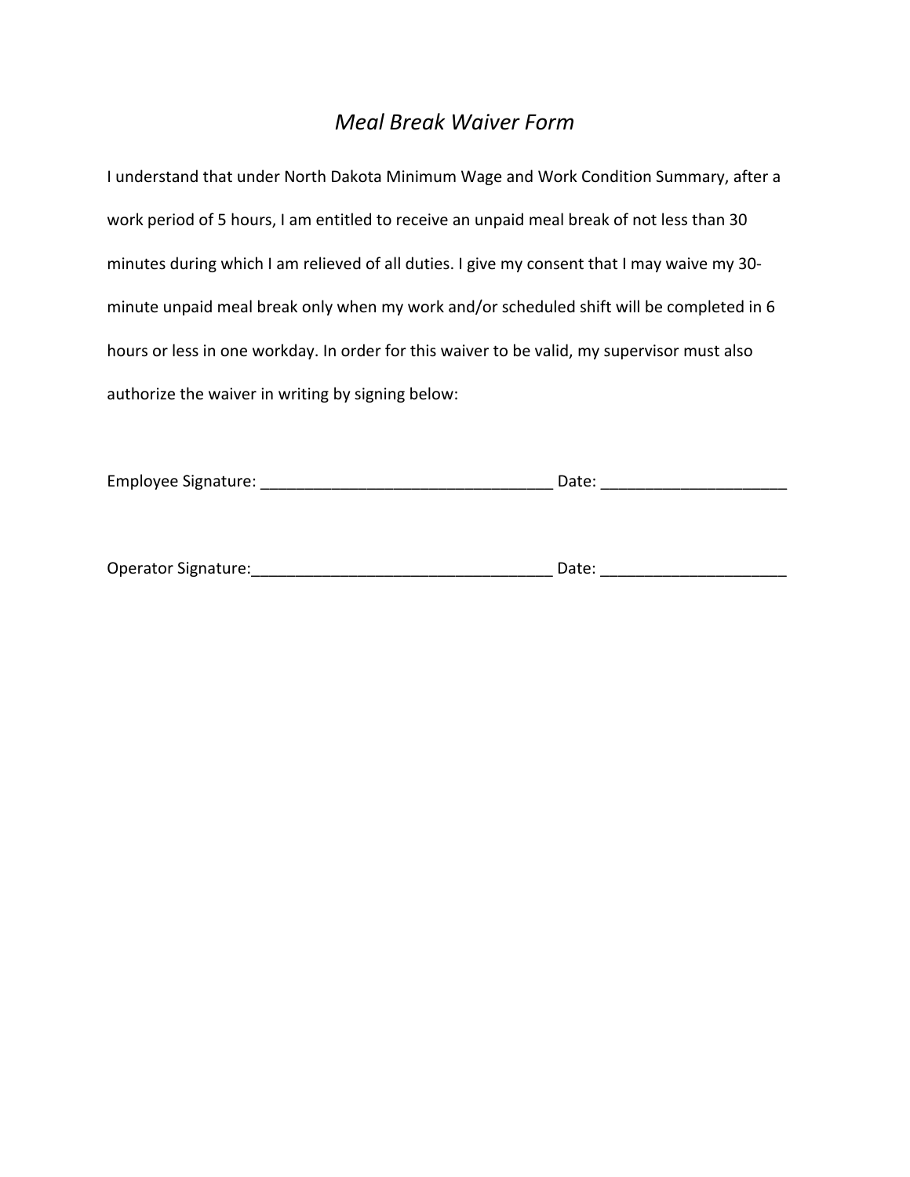# *Meal Break Waiver Form*

I understand that under North Dakota Minimum Wage and Work Condition Summary, after a work period of 5 hours, I am entitled to receive an unpaid meal break of not less than 30 minutes during which I am relieved of all duties. I give my consent that I may waive my 30-minute unpaid meal break only when my work and/or scheduled shift will be completed in 6 hours or less in one workday. In order for this waiver to be valid, my supervisor must also authorize the waiver in writing by signing below:

Employee Signature: _________________________________ Date: _____________________

Operator Signature:__________________________________ Date: _____________________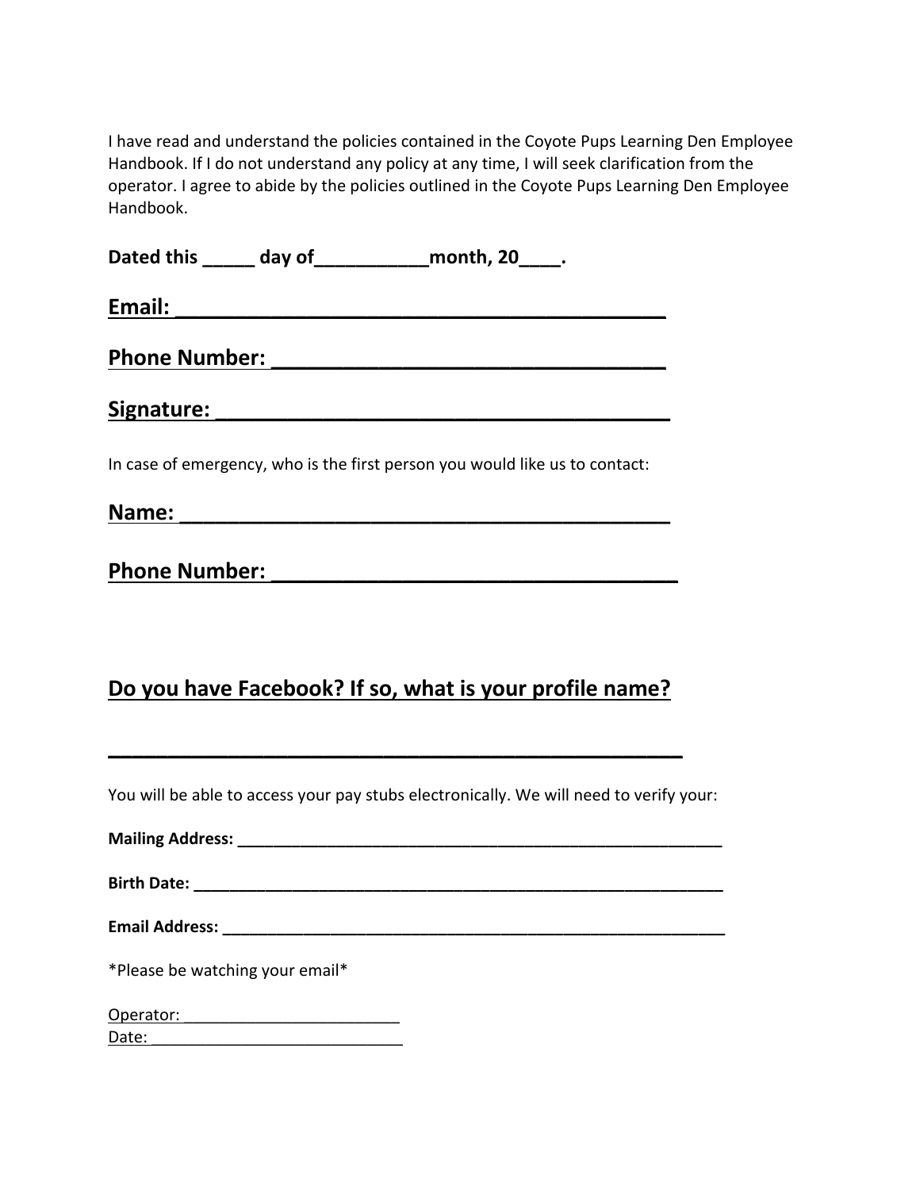I have read and understand the policies contained in the Coyote Pups Learning Den Employee Handbook. If I do not understand any policy at any time, I will seek clarification from the operator. I agree to abide by the policies outlined in the Coyote Pups Learning Den Employee Handbook.

**Dated this _____ day of___________month, 20____.**

**Email: ____________________________________________**

**Phone Number: ___________________________________**

**Signature: ________________________________________**

In case of emergency, who is the first person you would like us to contact:

**Name: ____________________________________________**

**Phone Number: ____________________________________**

**Do you have Facebook? If so, what is your profile name?**

**____________________________________________________**

You will be able to access your pay stubs electronically. We will need to verify your:

**Mailing Address: ________________________________________________________**

**Birth Date: _____________________________________________________________**

**Email Address: __________________________________________________________**

*Please be watching your email*

Operator: ________________________

Date: ____________________________